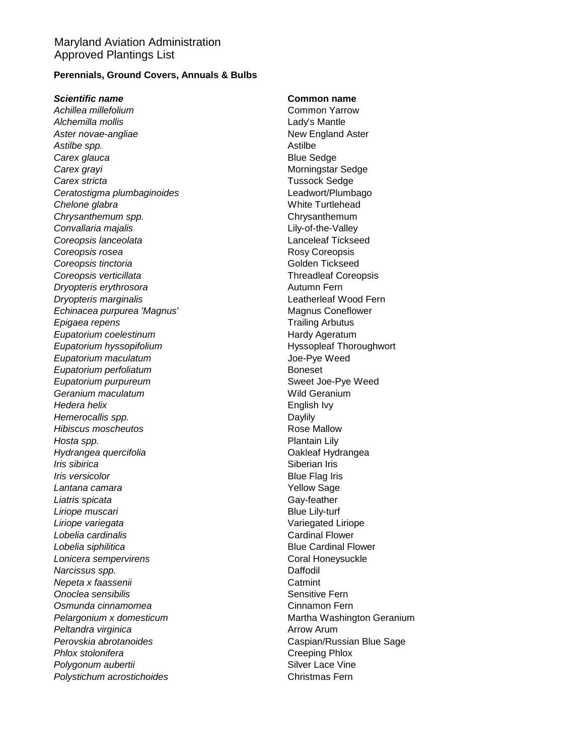# Maryland Aviation Administration
# Approved Plantings List

**Perennials, Ground Covers, Annuals & Bulbs**

| *Scientific name* | Common name |
|---|---|
| *Achillea millefolium* | Common Yarrow |
| *Alchemilla mollis* | Lady's Mantle |
| *Aster novae-angliae* | New England Aster |
| *Astilbe spp.* | Astilbe |
| *Carex glauca* | Blue Sedge |
| *Carex grayi* | Morningstar Sedge |
| *Carex stricta* | Tussock Sedge |
| *Ceratostigma plumbaginoides* | Leadwort/Plumbago |
| *Chelone glabra* | White Turtlehead |
| *Chrysanthemum spp.* | Chrysanthemum |
| *Convallaria majalis* | Lily-of-the-Valley |
| *Coreopsis lanceolata* | Lanceleaf Tickseed |
| *Coreopsis rosea* | Rosy Coreopsis |
| *Coreopsis tinctoria* | Golden Tickseed |
| *Coreopsis verticillata* | Threadleaf Coreopsis |
| *Dryopteris erythrosora* | Autumn Fern |
| *Dryopteris marginalis* | Leatherleaf Wood Fern |
| *Echinacea purpurea 'Magnus'* | Magnus Coneflower |
| *Epigaea repens* | Trailing Arbutus |
| *Eupatorium coelestinum* | Hardy Ageratum |
| *Eupatorium hyssopifolium* | Hyssopleaf Thoroughwort |
| *Eupatorium maculatum* | Joe-Pye Weed |
| *Eupatorium perfoliatum* | Boneset |
| *Eupatorium purpureum* | Sweet Joe-Pye Weed |
| *Geranium maculatum* | Wild Geranium |
| *Hedera helix* | English Ivy |
| *Hemerocallis spp.* | Daylily |
| *Hibiscus moscheutos* | Rose Mallow |
| *Hosta spp.* | Plantain Lily |
| *Hydrangea quercifolia* | Oakleaf Hydrangea |
| *Iris sibirica* | Siberian Iris |
| *Iris versicolor* | Blue Flag Iris |
| *Lantana camara* | Yellow Sage |
| *Liatris spicata* | Gay-feather |
| *Liriope muscari* | Blue Lily-turf |
| *Liriope variegata* | Variegated Liriope |
| *Lobelia cardinalis* | Cardinal Flower |
| *Lobelia siphilitica* | Blue Cardinal Flower |
| *Lonicera sempervirens* | Coral Honeysuckle |
| *Narcissus spp.* | Daffodil |
| *Nepeta x faassenii* | Catmint |
| *Onoclea sensibilis* | Sensitive Fern |
| *Osmunda cinnamomea* | Cinnamon Fern |
| *Pelargonium x domesticum* | Martha Washington Geranium |
| *Peltandra virginica* | Arrow Arum |
| *Perovskia abrotanoides* | Caspian/Russian Blue Sage |
| *Phlox stolonifera* | Creeping Phlox |
| *Polygonum aubertii* | Silver Lace Vine |
| *Polystichum acrostichoides* | Christmas Fern |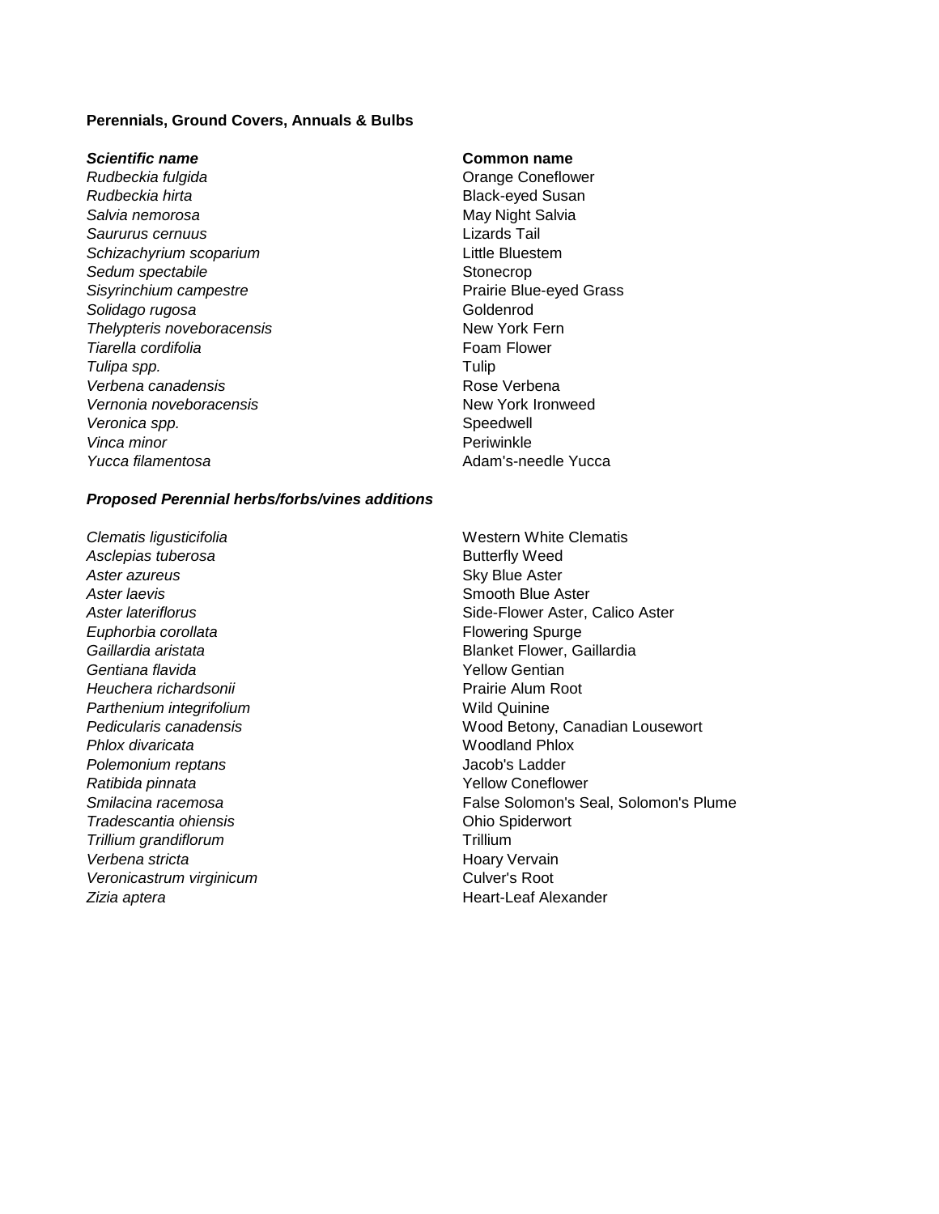**Perennials, Ground Covers, Annuals & Bulbs**

| ***Scientific name*** | **Common name** |
| --- | --- |
| *Rudbeckia fulgida* | Orange Coneflower |
| *Rudbeckia hirta* | Black-eyed Susan |
| *Salvia nemorosa* | May Night Salvia |
| *Saururus cernuus* | Lizards Tail |
| *Schizachyrium scoparium* | Little Bluestem |
| *Sedum spectabile* | Stonecrop |
| *Sisyrinchium campestre* | Prairie Blue-eyed Grass |
| *Solidago rugosa* | Goldenrod |
| *Thelypteris noveboracensis* | New York Fern |
| *Tiarella cordifolia* | Foam Flower |
| *Tulipa spp.* | Tulip |
| *Verbena canadensis* | Rose Verbena |
| *Vernonia noveboracensis* | New York Ironweed |
| *Veronica spp.* | Speedwell |
| *Vinca minor* | Periwinkle |
| *Yucca filamentosa* | Adam's-needle Yucca |

***Proposed Perennial herbs/forbs/vines additions***

| | |
| --- | --- |
| *Clematis ligusticifolia* | Western White Clematis |
| *Asclepias tuberosa* | Butterfly Weed |
| *Aster azureus* | Sky Blue Aster |
| *Aster laevis* | Smooth Blue Aster |
| *Aster lateriflorus* | Side-Flower Aster, Calico Aster |
| *Euphorbia corollata* | Flowering Spurge |
| *Gaillardia aristata* | Blanket Flower, Gaillardia |
| *Gentiana flavida* | Yellow Gentian |
| *Heuchera richardsonii* | Prairie Alum Root |
| *Parthenium integrifolium* | Wild Quinine |
| *Pedicularis canadensis* | Wood Betony, Canadian Lousewort |
| *Phlox divaricata* | Woodland Phlox |
| *Polemonium reptans* | Jacob's Ladder |
| *Ratibida pinnata* | Yellow Coneflower |
| *Smilacina racemosa* | False Solomon's Seal, Solomon's Plume |
| *Tradescantia ohiensis* | Ohio Spiderwort |
| *Trillium grandiflorum* | Trillium |
| *Verbena stricta* | Hoary Vervain |
| *Veronicastrum virginicum* | Culver's Root |
| *Zizia aptera* | Heart-Leaf Alexander |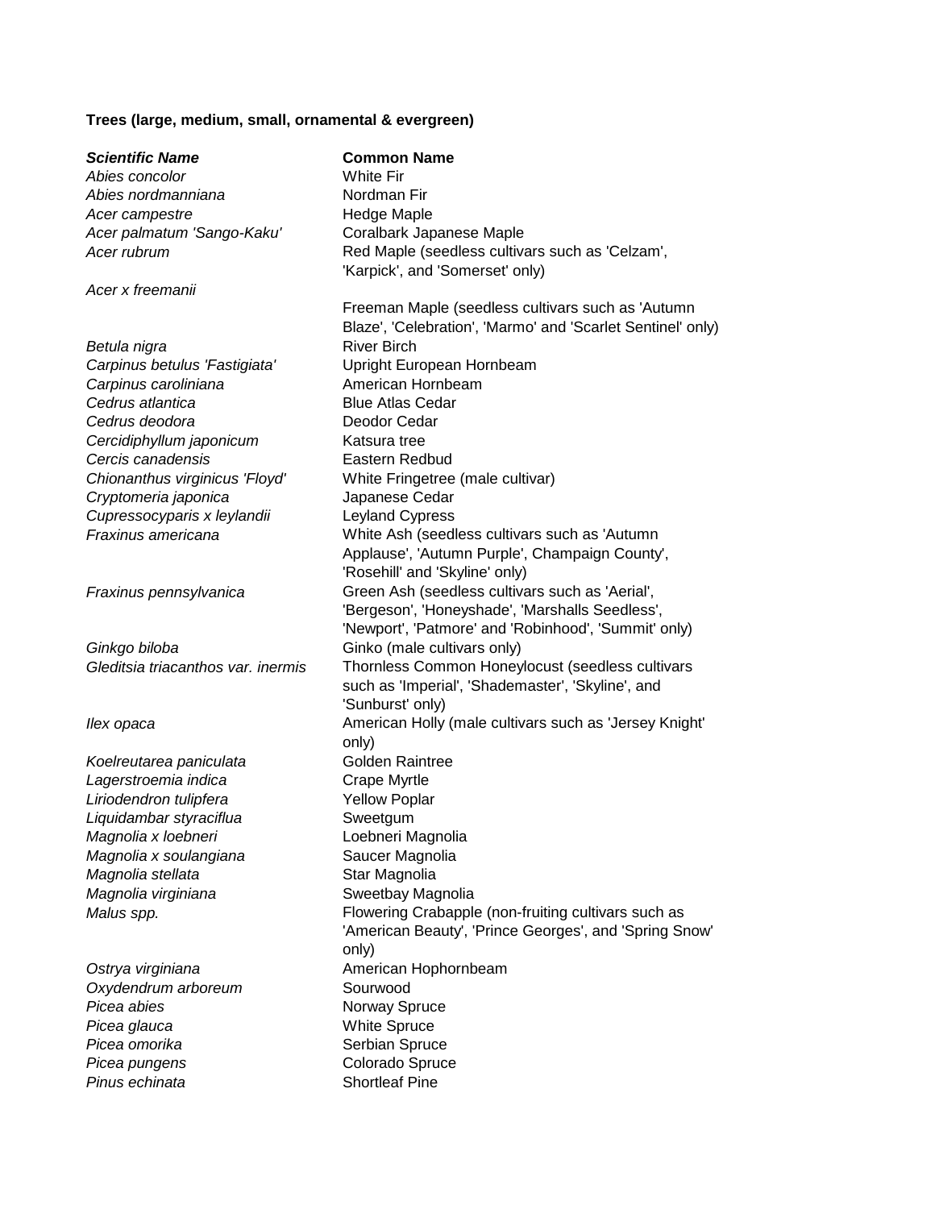**Trees (large, medium, small, ornamental & evergreen)**

| ***Scientific Name*** | **Common Name** |
|---|---|
| *Abies concolor* | White Fir |
| *Abies nordmanniana* | Nordman Fir |
| *Acer campestre* | Hedge Maple |
| *Acer palmatum 'Sango-Kaku'* | Coralbark Japanese Maple |
| *Acer rubrum* | Red Maple (seedless cultivars such as 'Celzam', 'Karpick', and 'Somerset' only) |
| *Acer x freemanii* | Freeman Maple (seedless cultivars such as 'Autumn Blaze', 'Celebration', 'Marmo' and 'Scarlet Sentinel' only) |
| *Betula nigra* | River Birch |
| *Carpinus betulus 'Fastigiata'* | Upright European Hornbeam |
| *Carpinus caroliniana* | American Hornbeam |
| *Cedrus atlantica* | Blue Atlas Cedar |
| *Cedrus deodora* | Deodor Cedar |
| *Cercidiphyllum japonicum* | Katsura tree |
| *Cercis canadensis* | Eastern Redbud |
| *Chionanthus virginicus 'Floyd'* | White Fringetree (male cultivar) |
| *Cryptomeria japonica* | Japanese Cedar |
| *Cupressocyparis x leylandii* | Leyland Cypress |
| *Fraxinus americana* | White Ash (seedless cultivars such as 'Autumn Applause', 'Autumn Purple', Champaign County', 'Rosehill' and 'Skyline' only) |
| *Fraxinus pennsylvanica* | Green Ash (seedless cultivars such as 'Aerial', 'Bergeson', 'Honeyshade', 'Marshalls Seedless', 'Newport', 'Patmore' and 'Robinhood', 'Summit' only) |
| *Ginkgo biloba* | Ginko (male cultivars only) |
| *Gleditsia triacanthos var. inermis* | Thornless Common Honeylocust (seedless cultivars such as 'Imperial', 'Shademaster', 'Skyline', and 'Sunburst' only) |
| *Ilex opaca* | American Holly (male cultivars such as 'Jersey Knight' only) |
| *Koelreutarea paniculata* | Golden Raintree |
| *Lagerstroemia indica* | Crape Myrtle |
| *Liriodendron tulipfera* | Yellow Poplar |
| *Liquidambar styraciflua* | Sweetgum |
| *Magnolia x loebneri* | Loebneri Magnolia |
| *Magnolia x soulangiana* | Saucer Magnolia |
| *Magnolia stellata* | Star Magnolia |
| *Magnolia virginiana* | Sweetbay Magnolia |
| *Malus spp.* | Flowering Crabapple (non-fruiting cultivars such as 'American Beauty', 'Prince Georges', and 'Spring Snow' only) |
| *Ostrya virginiana* | American Hophornbeam |
| *Oxydendrum arboreum* | Sourwood |
| *Picea abies* | Norway Spruce |
| *Picea glauca* | White Spruce |
| *Picea omorika* | Serbian Spruce |
| *Picea pungens* | Colorado Spruce |
| *Pinus echinata* | Shortleaf Pine |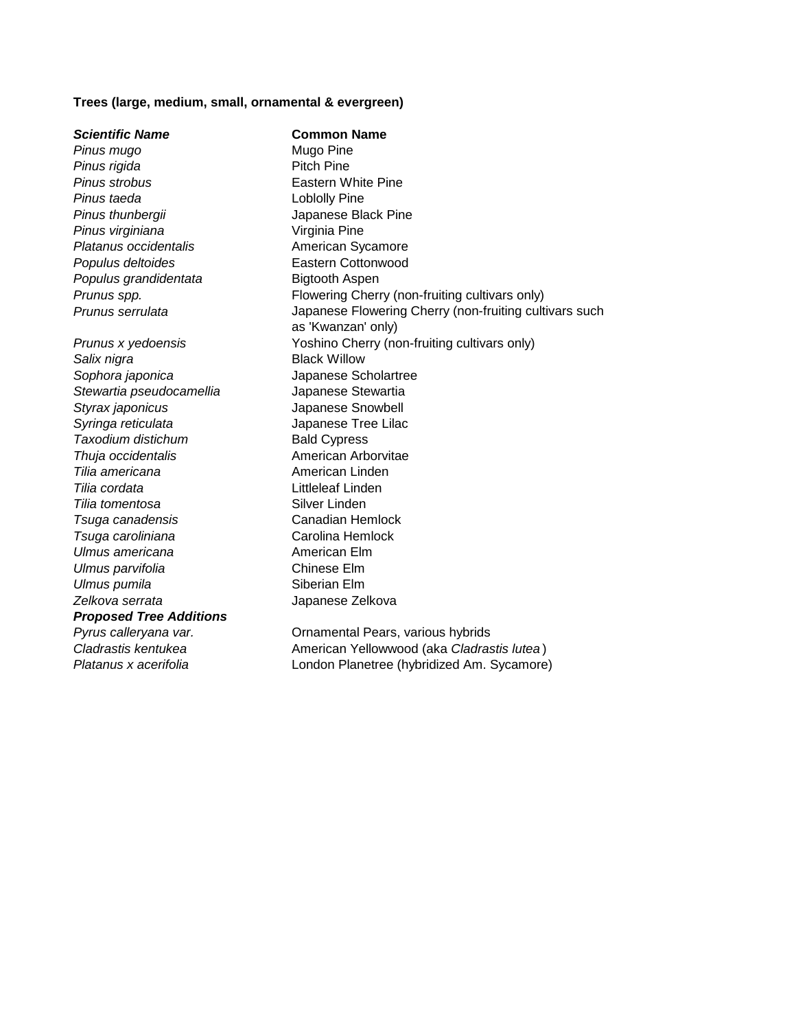**Trees (large, medium, small, ornamental & evergreen)**

| ***Scientific Name*** | **Common Name** |
| --- | --- |
| *Pinus mugo* | Mugo Pine |
| *Pinus rigida* | Pitch Pine |
| *Pinus strobus* | Eastern White Pine |
| *Pinus taeda* | Loblolly Pine |
| *Pinus thunbergii* | Japanese Black Pine |
| *Pinus virginiana* | Virginia Pine |
| *Platanus occidentalis* | American Sycamore |
| *Populus deltoides* | Eastern Cottonwood |
| *Populus grandidentata* | Bigtooth Aspen |
| *Prunus spp.* | Flowering Cherry (non-fruiting cultivars only) |
| *Prunus serrulata* | Japanese Flowering Cherry (non-fruiting cultivars such as 'Kwanzan' only) |
| *Prunus x yedoensis* | Yoshino Cherry (non-fruiting cultivars only) |
| *Salix nigra* | Black Willow |
| *Sophora japonica* | Japanese Scholartree |
| *Stewartia pseudocamellia* | Japanese Stewartia |
| *Styrax japonicus* | Japanese Snowbell |
| *Syringa reticulata* | Japanese Tree Lilac |
| *Taxodium distichum* | Bald Cypress |
| *Thuja occidentalis* | American Arborvitae |
| *Tilia americana* | American Linden |
| *Tilia cordata* | Littleleaf Linden |
| *Tilia tomentosa* | Silver Linden |
| *Tsuga canadensis* | Canadian Hemlock |
| *Tsuga caroliniana* | Carolina Hemlock |
| *Ulmus americana* | American Elm |
| *Ulmus parvifolia* | Chinese Elm |
| *Ulmus pumila* | Siberian Elm |
| *Zelkova serrata* | Japanese Zelkova |
| ***Proposed Tree Additions*** | |
| *Pyrus calleryana var.* | Ornamental Pears, various hybrids |
| *Cladrastis kentukea* | American Yellowwood (aka *Cladrastis lutea*) |
| *Platanus x acerifolia* | London Planetree (hybridized Am. Sycamore) |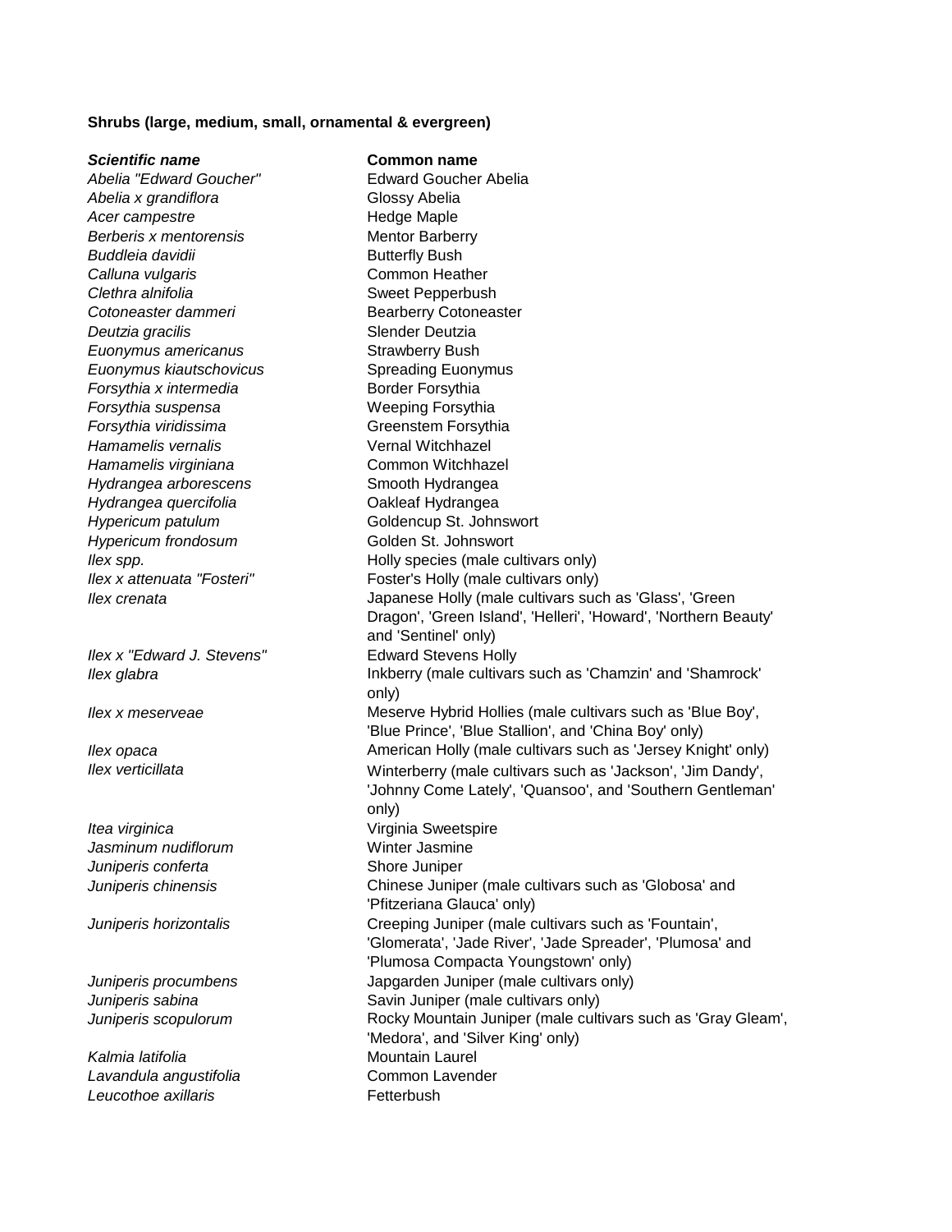**Shrubs (large, medium, small, ornamental & evergreen)**

| ***Scientific name*** | **Common name** |
|---|---|
| *Abelia "Edward Goucher"* | Edward Goucher Abelia |
| *Abelia x grandiflora* | Glossy Abelia |
| *Acer campestre* | Hedge Maple |
| *Berberis x mentorensis* | Mentor Barberry |
| *Buddleia davidii* | Butterfly Bush |
| *Calluna vulgaris* | Common Heather |
| *Clethra alnifolia* | Sweet Pepperbush |
| *Cotoneaster dammeri* | Bearberry Cotoneaster |
| *Deutzia gracilis* | Slender Deutzia |
| *Euonymus americanus* | Strawberry Bush |
| *Euonymus kiautschovicus* | Spreading Euonymus |
| *Forsythia x intermedia* | Border Forsythia |
| *Forsythia suspensa* | Weeping Forsythia |
| *Forsythia viridissima* | Greenstem Forsythia |
| *Hamamelis vernalis* | Vernal Witchhazel |
| *Hamamelis virginiana* | Common Witchhazel |
| *Hydrangea arborescens* | Smooth Hydrangea |
| *Hydrangea quercifolia* | Oakleaf Hydrangea |
| *Hypericum patulum* | Goldencup St. Johnswort |
| *Hypericum frondosum* | Golden St. Johnswort |
| *Ilex spp.* | Holly species (male cultivars only) |
| *Ilex x attenuata "Fosteri"* | Foster's Holly (male cultivars only) |
| *Ilex crenata* | Japanese Holly (male cultivars such as 'Glass', 'Green Dragon', 'Green Island', 'Helleri', 'Howard', 'Northern Beauty' and 'Sentinel' only) |
| *Ilex x "Edward J. Stevens"* | Edward Stevens Holly |
| *Ilex glabra* | Inkberry (male cultivars such as 'Chamzin' and 'Shamrock' only) |
| *Ilex x meserveae* | Meserve Hybrid Hollies (male cultivars such as 'Blue Boy', 'Blue Prince', 'Blue Stallion', and 'China Boy' only) |
| *Ilex opaca* | American Holly (male cultivars such as 'Jersey Knight' only) |
| *Ilex verticillata* | Winterberry (male cultivars such as 'Jackson', 'Jim Dandy', 'Johnny Come Lately', 'Quansoo', and 'Southern Gentleman' only) |
| *Itea virginica* | Virginia Sweetspire |
| *Jasminum nudiflorum* | Winter Jasmine |
| *Juniperis conferta* | Shore Juniper |
| *Juniperis chinensis* | Chinese Juniper (male cultivars such as 'Globosa' and 'Pfitzeriana Glauca' only) |
| *Juniperis horizontalis* | Creeping Juniper (male cultivars such as 'Fountain', 'Glomerata', 'Jade River', 'Jade Spreader', 'Plumosa' and 'Plumosa Compacta Youngstown' only) |
| *Juniperis procumbens* | Japgarden Juniper (male cultivars only) |
| *Juniperis sabina* | Savin Juniper (male cultivars only) |
| *Juniperis scopulorum* | Rocky Mountain Juniper (male cultivars such as 'Gray Gleam', 'Medora', and 'Silver King' only) |
| *Kalmia latifolia* | Mountain Laurel |
| *Lavandula angustifolia* | Common Lavender |
| *Leucothoe axillaris* | Fetterbush |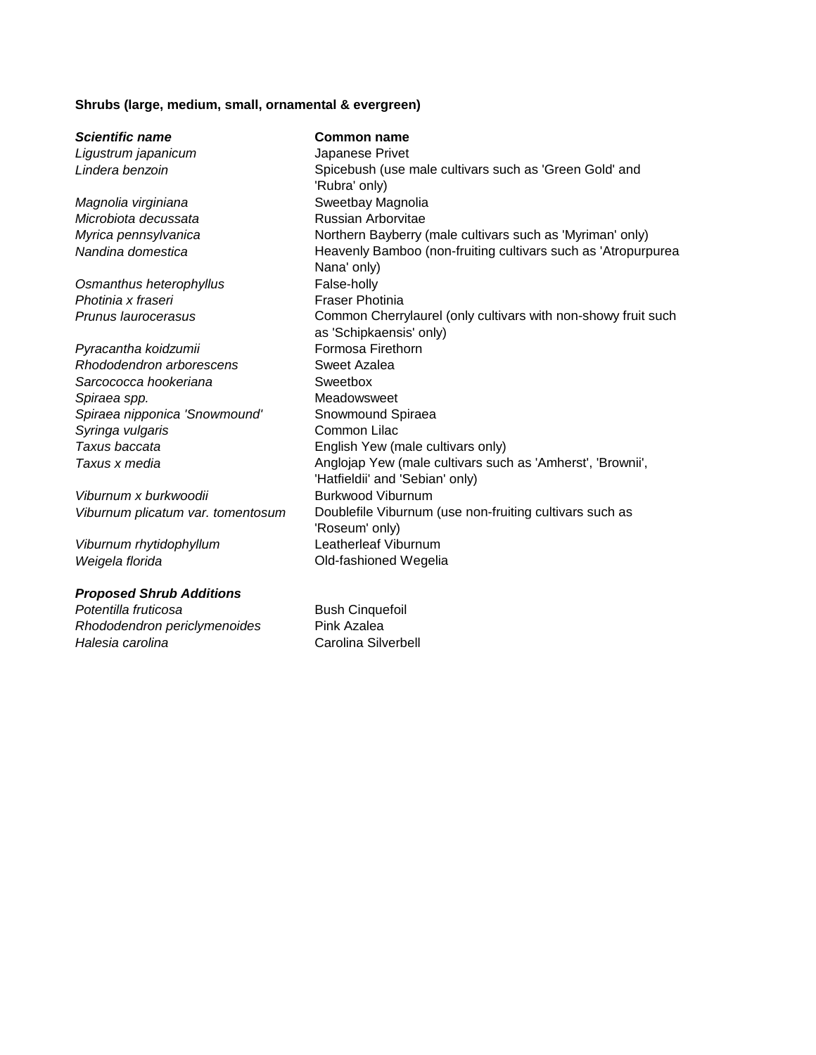**Shrubs (large, medium, small, ornamental & evergreen)**

| *Scientific name* | **Common name** |
| --- | --- |
| *Ligustrum japanicum* | Japanese Privet |
| *Lindera benzoin* | Spicebush (use male cultivars such as 'Green Gold' and 'Rubra' only) |
| *Magnolia virginiana* | Sweetbay Magnolia |
| *Microbiota decussata* | Russian Arborvitae |
| *Myrica pennsylvanica* | Northern Bayberry (male cultivars such as 'Myriman' only) |
| *Nandina domestica* | Heavenly Bamboo (non-fruiting cultivars such as 'Atropurpurea Nana' only) |
| *Osmanthus heterophyllus* | False-holly |
| *Photinia x fraseri* | Fraser Photinia |
| *Prunus laurocerasus* | Common Cherrylaurel (only cultivars with non-showy fruit such as 'Schipkaensis' only) |
| *Pyracantha koidzumii* | Formosa Firethorn |
| *Rhododendron arborescens* | Sweet Azalea |
| *Sarcococca hookeriana* | Sweetbox |
| *Spiraea spp.* | Meadowsweet |
| *Spiraea nipponica 'Snowmound'* | Snowmound Spiraea |
| *Syringa vulgaris* | Common Lilac |
| *Taxus baccata* | English Yew (male cultivars only) |
| *Taxus x media* | Anglojap Yew (male cultivars such as 'Amherst', 'Brownii', 'Hatfieldii' and 'Sebian' only) |
| *Viburnum x burkwoodii* | Burkwood Viburnum |
| *Viburnum plicatum var. tomentosum* | Doublefile Viburnum (use non-fruiting cultivars such as 'Roseum' only) |
| *Viburnum rhytidophyllum* | Leatherleaf Viburnum |
| *Weigela florida* | Old-fashioned Wegelia |

***Proposed Shrub Additions***

| | |
| --- | --- |
| *Potentilla fruticosa* | Bush Cinquefoil |
| *Rhododendron periclymenoides* | Pink Azalea |
| *Halesia carolina* | Carolina Silverbell |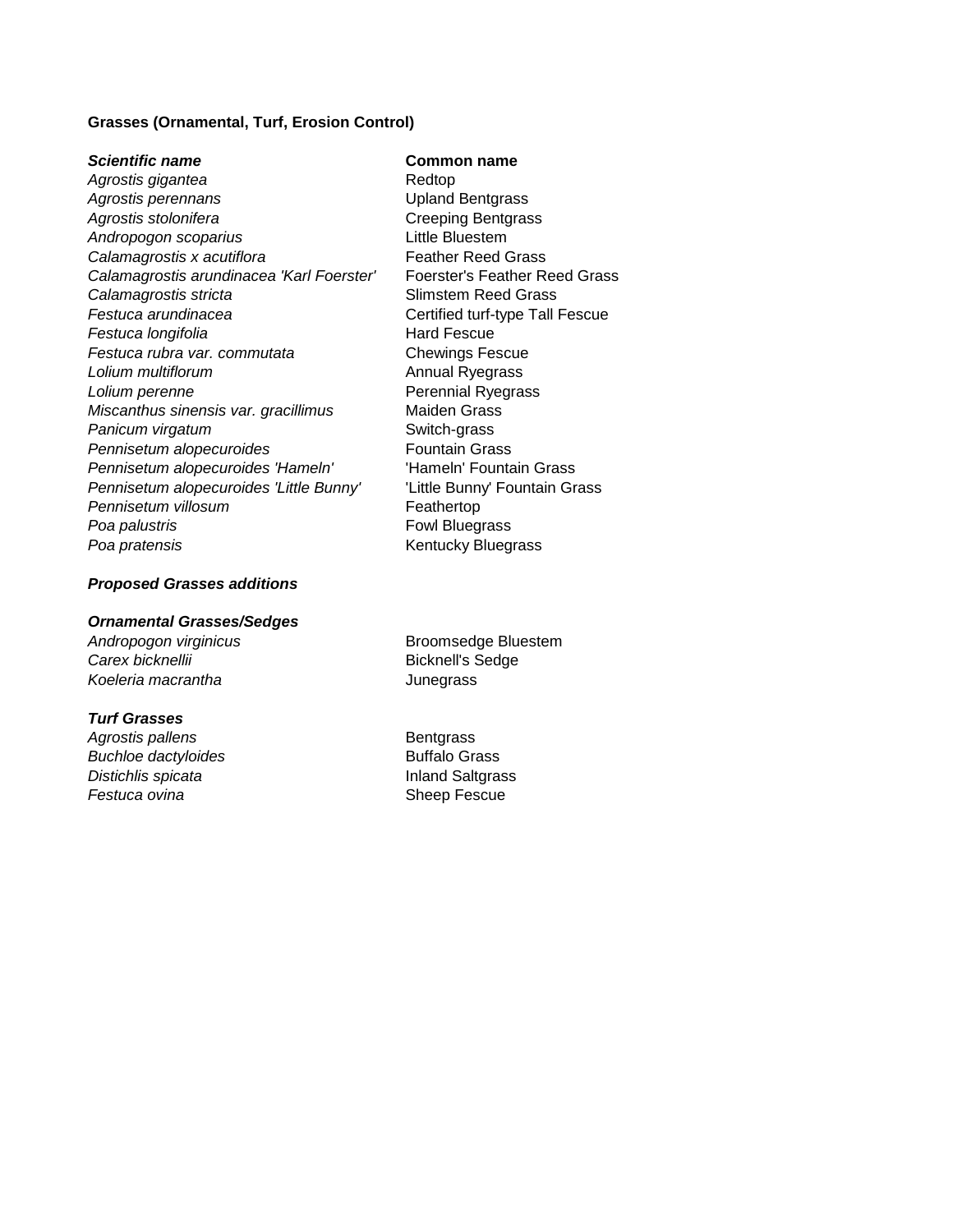**Grasses (Ornamental, Turf, Erosion Control)**

| ***Scientific name*** | **Common name** |
|---|---|
| *Agrostis gigantea* | Redtop |
| *Agrostis perennans* | Upland Bentgrass |
| *Agrostis stolonifera* | Creeping Bentgrass |
| *Andropogon scoparius* | Little Bluestem |
| *Calamagrostis x acutiflora* | Feather Reed Grass |
| *Calamagrostis arundinacea 'Karl Foerster'* | Foerster's Feather Reed Grass |
| *Calamagrostis stricta* | Slimstem Reed Grass |
| *Festuca arundinacea* | Certified turf-type Tall Fescue |
| *Festuca longifolia* | Hard Fescue |
| *Festuca rubra var. commutata* | Chewings Fescue |
| *Lolium multiflorum* | Annual Ryegrass |
| *Lolium perenne* | Perennial Ryegrass |
| *Miscanthus sinensis var. gracillimus* | Maiden Grass |
| *Panicum virgatum* | Switch-grass |
| *Pennisetum alopecuroides* | Fountain Grass |
| *Pennisetum alopecuroides 'Hameln'* | 'Hameln' Fountain Grass |
| *Pennisetum alopecuroides 'Little Bunny'* | 'Little Bunny' Fountain Grass |
| *Pennisetum villosum* | Feathertop |
| *Poa palustris* | Fowl Bluegrass |
| *Poa pratensis* | Kentucky Bluegrass |

***Proposed Grasses additions***

***Ornamental Grasses/Sedges***

| | |
|---|---|
| *Andropogon virginicus* | Broomsedge Bluestem |
| *Carex bicknellii* | Bicknell's Sedge |
| *Koeleria macrantha* | Junegrass |

***Turf Grasses***

| | |
|---|---|
| *Agrostis pallens* | Bentgrass |
| *Buchloe dactyloides* | Buffalo Grass |
| *Distichlis spicata* | Inland Saltgrass |
| *Festuca ovina* | Sheep Fescue |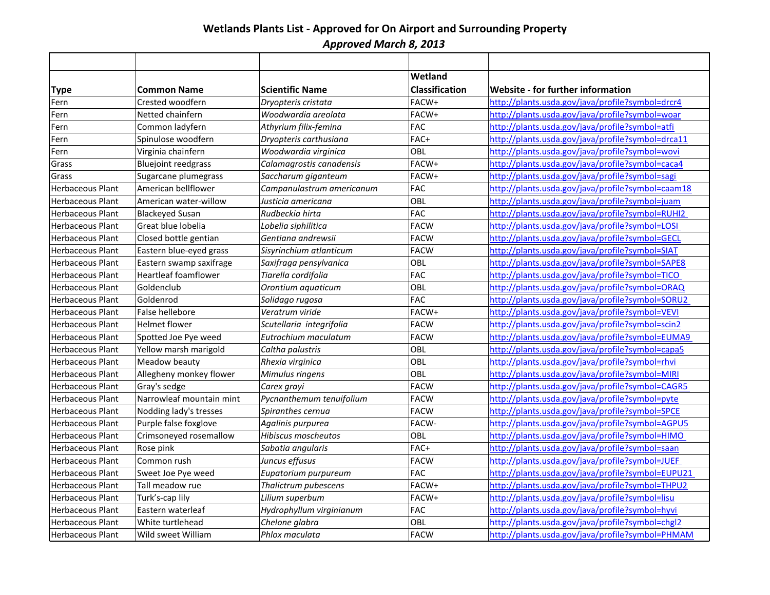# Wetlands Plants List - Approved for On Airport and Surrounding Property

***Approved March 8, 2013***

| Type | Common Name | Scientific Name | Wetland Classification | Website - for further information |
|---|---|---|---|---|
| Fern | Crested woodfern | *Dryopteris cristata* | FACW+ | http://plants.usda.gov/java/profile?symbol=drcr4 |
| Fern | Netted chainfern | *Woodwardia areolata* | FACW+ | http://plants.usda.gov/java/profile?symbol=woar |
| Fern | Common ladyfern | *Athyrium filix-femina* | FAC | http://plants.usda.gov/java/profile?symbol=atfi |
| Fern | Spinulose woodfern | *Dryopteris carthusiana* | FAC+ | http://plants.usda.gov/java/profile?symbol=drca11 |
| Fern | Virginia chainfern | *Woodwardia virginica* | OBL | http://plants.usda.gov/java/profile?symbol=wovi |
| Grass | Bluejoint reedgrass | *Calamagrostis canadensis* | FACW+ | http://plants.usda.gov/java/profile?symbol=caca4 |
| Grass | Sugarcane plumegrass | *Saccharum giganteum* | FACW+ | http://plants.usda.gov/java/profile?symbol=sagi |
| Herbaceous Plant | American bellflower | *Campanulastrum americanum* | FAC | http://plants.usda.gov/java/profile?symbol=caam18 |
| Herbaceous Plant | American water-willow | *Justicia americana* | OBL | http://plants.usda.gov/java/profile?symbol=juam |
| Herbaceous Plant | Blackeyed Susan | *Rudbeckia hirta* | FAC | http://plants.usda.gov/java/profile?symbol=RUHI2 |
| Herbaceous Plant | Great blue lobelia | *Lobelia siphilitica* | FACW | http://plants.usda.gov/java/profile?symbol=LOSI |
| Herbaceous Plant | Closed bottle gentian | *Gentiana andrewsii* | FACW | http://plants.usda.gov/java/profile?symbol=GECL |
| Herbaceous Plant | Eastern blue-eyed grass | *Sisyrinchium atlanticum* | FACW | http://plants.usda.gov/java/profile?symbol=SIAT |
| Herbaceous Plant | Eastern swamp saxifrage | *Saxifraga pensylvanica* | OBL | http://plants.usda.gov/java/profile?symbol=SAPE8 |
| Herbaceous Plant | Heartleaf foamflower | *Tiarella cordifolia* | FAC | http://plants.usda.gov/java/profile?symbol=TICO |
| Herbaceous Plant | Goldenclub | *Orontium aquaticum* | OBL | http://plants.usda.gov/java/profile?symbol=ORAQ |
| Herbaceous Plant | Goldenrod | *Solidago rugosa* | FAC | http://plants.usda.gov/java/profile?symbol=SORU2 |
| Herbaceous Plant | False hellebore | *Veratrum viride* | FACW+ | http://plants.usda.gov/java/profile?symbol=VEVI |
| Herbaceous Plant | Helmet flower | *Scutellaria integrifolia* | FACW | http://plants.usda.gov/java/profile?symbol=scin2 |
| Herbaceous Plant | Spotted Joe Pye weed | *Eutrochium maculatum* | FACW | http://plants.usda.gov/java/profile?symbol=EUMA9 |
| Herbaceous Plant | Yellow marsh marigold | *Caltha palustris* | OBL | http://plants.usda.gov/java/profile?symbol=capa5 |
| Herbaceous Plant | Meadow beauty | *Rhexia virginica* | OBL | http://plants.usda.gov/java/profile?symbol=rhvi |
| Herbaceous Plant | Allegheny monkey flower | *Mimulus ringens* | OBL | http://plants.usda.gov/java/profile?symbol=MIRI |
| Herbaceous Plant | Gray's sedge | *Carex grayi* | FACW | http://plants.usda.gov/java/profile?symbol=CAGR5 |
| Herbaceous Plant | Narrowleaf mountain mint | *Pycnanthemum tenuifolium* | FACW | http://plants.usda.gov/java/profile?symbol=pyte |
| Herbaceous Plant | Nodding lady's tresses | *Spiranthes cernua* | FACW | http://plants.usda.gov/java/profile?symbol=SPCE |
| Herbaceous Plant | Purple false foxglove | *Agalinis purpurea* | FACW- | http://plants.usda.gov/java/profile?symbol=AGPU5 |
| Herbaceous Plant | Crimsoneyed rosemallow | *Hibiscus moscheutos* | OBL | http://plants.usda.gov/java/profile?symbol=HIMO |
| Herbaceous Plant | Rose pink | *Sabatia angularis* | FAC+ | http://plants.usda.gov/java/profile?symbol=saan |
| Herbaceous Plant | Common rush | *Juncus effusus* | FACW | http://plants.usda.gov/java/profile?symbol=JUEF |
| Herbaceous Plant | Sweet Joe Pye weed | *Eupatorium purpureum* | FAC | http://plants.usda.gov/java/profile?symbol=EUPU21 |
| Herbaceous Plant | Tall meadow rue | *Thalictrum pubescens* | FACW+ | http://plants.usda.gov/java/profile?symbol=THPU2 |
| Herbaceous Plant | Turk's-cap lily | *Lilium superbum* | FACW+ | http://plants.usda.gov/java/profile?symbol=lisu |
| Herbaceous Plant | Eastern waterleaf | *Hydrophyllum virginianum* | FAC | http://plants.usda.gov/java/profile?symbol=hyvi |
| Herbaceous Plant | White turtlehead | *Chelone glabra* | OBL | http://plants.usda.gov/java/profile?symbol=chgl2 |
| Herbaceous Plant | Wild sweet William | *Phlox maculata* | FACW | http://plants.usda.gov/java/profile?symbol=PHMAM |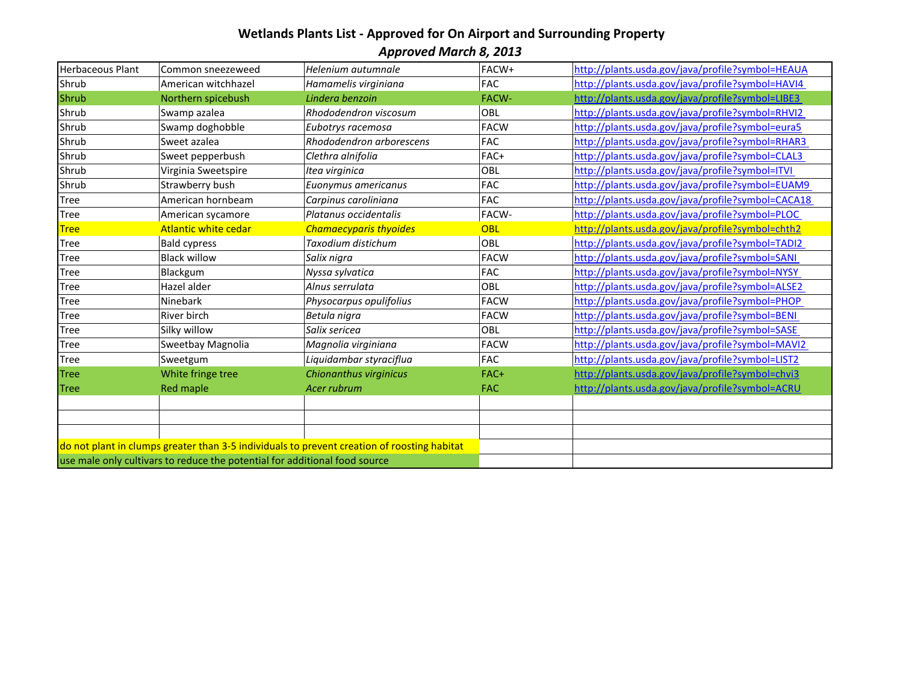# Wetlands Plants List - Approved for On Airport and Surrounding Property

***Approved March 8, 2013***

| | | | | |
|---|---|---|---|---|
| Herbaceous Plant | Common sneezeweed | *Helenium autumnale* | FACW+ | http://plants.usda.gov/java/profile?symbol=HEAUA |
| Shrub | American witchhazel | *Hamamelis virginiana* | FAC | http://plants.usda.gov/java/profile?symbol=HAVI4 |
| Shrub | Northern spicebush | *Lindera benzoin* | FACW- | http://plants.usda.gov/java/profile?symbol=LIBE3 |
| Shrub | Swamp azalea | *Rhododendron viscosum* | OBL | http://plants.usda.gov/java/profile?symbol=RHVI2 |
| Shrub | Swamp doghobble | *Eubotrys racemosa* | FACW | http://plants.usda.gov/java/profile?symbol=eura5 |
| Shrub | Sweet azalea | *Rhododendron arborescens* | FAC | http://plants.usda.gov/java/profile?symbol=RHAR3 |
| Shrub | Sweet pepperbush | *Clethra alnifolia* | FAC+ | http://plants.usda.gov/java/profile?symbol=CLAL3 |
| Shrub | Virginia Sweetspire | *Itea virginica* | OBL | http://plants.usda.gov/java/profile?symbol=ITVI |
| Shrub | Strawberry bush | *Euonymus americanus* | FAC | http://plants.usda.gov/java/profile?symbol=EUAM9 |
| Tree | American hornbeam | *Carpinus caroliniana* | FAC | http://plants.usda.gov/java/profile?symbol=CACA18 |
| Tree | American sycamore | *Platanus occidentalis* | FACW- | http://plants.usda.gov/java/profile?symbol=PLOC |
| Tree | Atlantic white cedar | *Chamaecyparis thyoides* | OBL | http://plants.usda.gov/java/profile?symbol=chth2 |
| Tree | Bald cypress | *Taxodium distichum* | OBL | http://plants.usda.gov/java/profile?symbol=TADI2 |
| Tree | Black willow | *Salix nigra* | FACW | http://plants.usda.gov/java/profile?symbol=SANI |
| Tree | Blackgum | *Nyssa sylvatica* | FAC | http://plants.usda.gov/java/profile?symbol=NYSY |
| Tree | Hazel alder | *Alnus serrulata* | OBL | http://plants.usda.gov/java/profile?symbol=ALSE2 |
| Tree | Ninebark | *Physocarpus opulifolius* | FACW | http://plants.usda.gov/java/profile?symbol=PHOP |
| Tree | River birch | *Betula nigra* | FACW | http://plants.usda.gov/java/profile?symbol=BENI |
| Tree | Silky willow | *Salix sericea* | OBL | http://plants.usda.gov/java/profile?symbol=SASE |
| Tree | Sweetbay Magnolia | *Magnolia virginiana* | FACW | http://plants.usda.gov/java/profile?symbol=MAVI2 |
| Tree | Sweetgum | *Liquidambar styraciflua* | FAC | http://plants.usda.gov/java/profile?symbol=LIST2 |
| Tree | White fringe tree | *Chionanthus virginicus* | FAC+ | http://plants.usda.gov/java/profile?symbol=chvi3 |
| Tree | Red maple | *Acer rubrum* | FAC | http://plants.usda.gov/java/profile?symbol=ACRU |
| | | | | |
| | | | | |
| | | | | |
| do not plant in clumps greater than 3-5 individuals to prevent creation of roosting habitat | | | | |
| use male only cultivars to reduce the potential for additional food source | | | | |